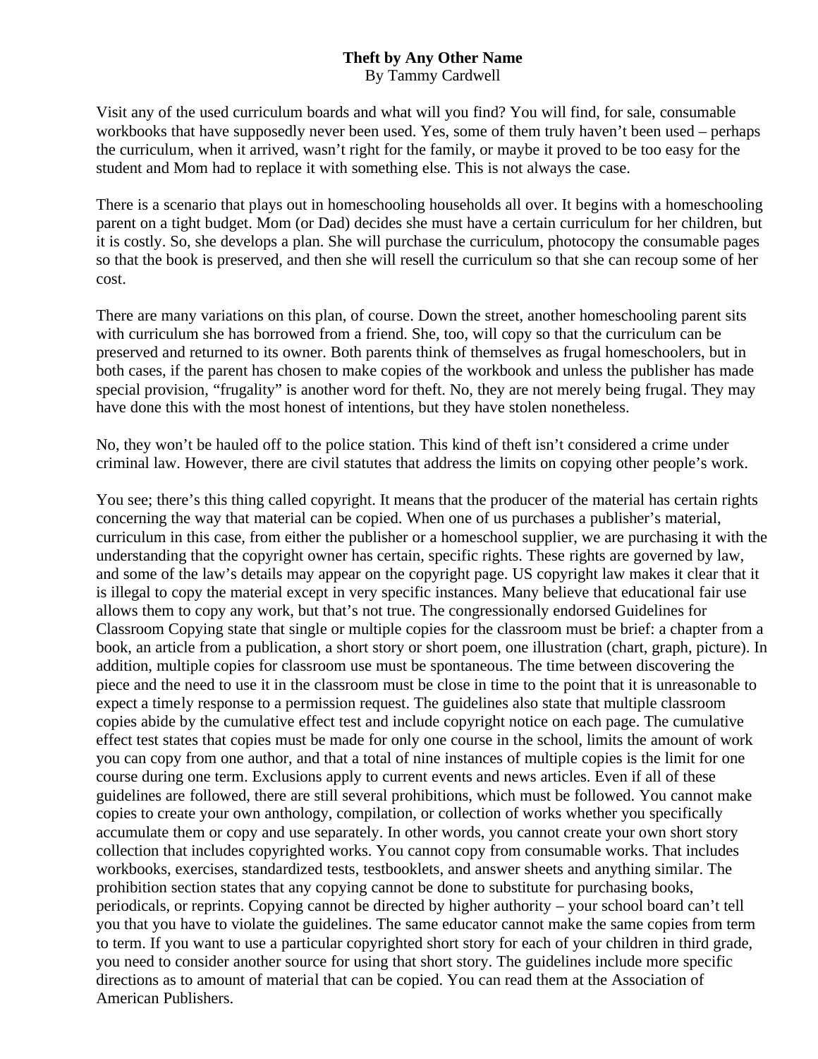# Theft by Any Other Name

By Tammy Cardwell

Visit any of the used curriculum boards and what will you find? You will find, for sale, consumable workbooks that have supposedly never been used. Yes, some of them truly haven't been used – perhaps the curriculum, when it arrived, wasn't right for the family, or maybe it proved to be too easy for the student and Mom had to replace it with something else. This is not always the case.

There is a scenario that plays out in homeschooling households all over. It begins with a homeschooling parent on a tight budget. Mom (or Dad) decides she must have a certain curriculum for her children, but it is costly. So, she develops a plan. She will purchase the curriculum, photocopy the consumable pages so that the book is preserved, and then she will resell the curriculum so that she can recoup some of her cost.

There are many variations on this plan, of course. Down the street, another homeschooling parent sits with curriculum she has borrowed from a friend. She, too, will copy so that the curriculum can be preserved and returned to its owner. Both parents think of themselves as frugal homeschoolers, but in both cases, if the parent has chosen to make copies of the workbook and unless the publisher has made special provision, "frugality" is another word for theft. No, they are not merely being frugal. They may have done this with the most honest of intentions, but they have stolen nonetheless.

No, they won't be hauled off to the police station. This kind of theft isn't considered a crime under criminal law. However, there are civil statutes that address the limits on copying other people's work.

You see; there's this thing called copyright. It means that the producer of the material has certain rights concerning the way that material can be copied. When one of us purchases a publisher's material, curriculum in this case, from either the publisher or a homeschool supplier, we are purchasing it with the understanding that the copyright owner has certain, specific rights. These rights are governed by law, and some of the law's details may appear on the copyright page. US copyright law makes it clear that it is illegal to copy the material except in very specific instances. Many believe that educational fair use allows them to copy any work, but that's not true. The congressionally endorsed Guidelines for Classroom Copying state that single or multiple copies for the classroom must be brief: a chapter from a book, an article from a publication, a short story or short poem, one illustration (chart, graph, picture). In addition, multiple copies for classroom use must be spontaneous. The time between discovering the piece and the need to use it in the classroom must be close in time to the point that it is unreasonable to expect a timely response to a permission request. The guidelines also state that multiple classroom copies abide by the cumulative effect test and include copyright notice on each page. The cumulative effect test states that copies must be made for only one course in the school, limits the amount of work you can copy from one author, and that a total of nine instances of multiple copies is the limit for one course during one term. Exclusions apply to current events and news articles. Even if all of these guidelines are followed, there are still several prohibitions, which must be followed. You cannot make copies to create your own anthology, compilation, or collection of works whether you specifically accumulate them or copy and use separately. In other words, you cannot create your own short story collection that includes copyrighted works. You cannot copy from consumable works. That includes workbooks, exercises, standardized tests, testbooklets, and answer sheets and anything similar. The prohibition section states that any copying cannot be done to substitute for purchasing books, periodicals, or reprints. Copying cannot be directed by higher authority – your school board can't tell you that you have to violate the guidelines. The same educator cannot make the same copies from term to term. If you want to use a particular copyrighted short story for each of your children in third grade, you need to consider another source for using that short story. The guidelines include more specific directions as to amount of material that can be copied. You can read them at the Association of American Publishers.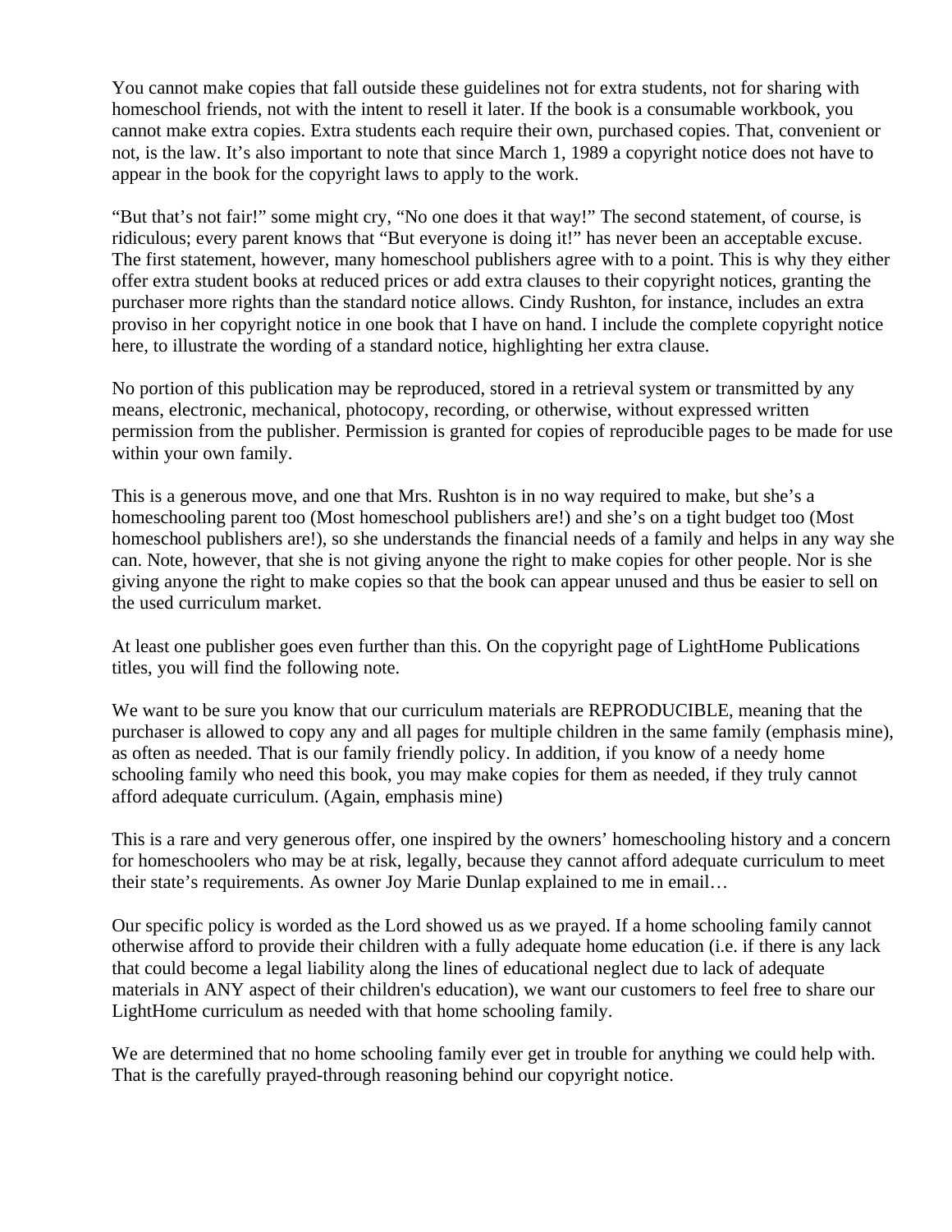You cannot make copies that fall outside these guidelines not for extra students, not for sharing with homeschool friends, not with the intent to resell it later. If the book is a consumable workbook, you cannot make extra copies. Extra students each require their own, purchased copies. That, convenient or not, is the law. It's also important to note that since March 1, 1989 a copyright notice does not have to appear in the book for the copyright laws to apply to the work.

"But that's not fair!" some might cry, "No one does it that way!" The second statement, of course, is ridiculous; every parent knows that "But everyone is doing it!" has never been an acceptable excuse. The first statement, however, many homeschool publishers agree with to a point. This is why they either offer extra student books at reduced prices or add extra clauses to their copyright notices, granting the purchaser more rights than the standard notice allows. Cindy Rushton, for instance, includes an extra proviso in her copyright notice in one book that I have on hand. I include the complete copyright notice here, to illustrate the wording of a standard notice, highlighting her extra clause.

No portion of this publication may be reproduced, stored in a retrieval system or transmitted by any means, electronic, mechanical, photocopy, recording, or otherwise, without expressed written permission from the publisher. Permission is granted for copies of reproducible pages to be made for use within your own family.

This is a generous move, and one that Mrs. Rushton is in no way required to make, but she's a homeschooling parent too (Most homeschool publishers are!) and she's on a tight budget too (Most homeschool publishers are!), so she understands the financial needs of a family and helps in any way she can. Note, however, that she is not giving anyone the right to make copies for other people. Nor is she giving anyone the right to make copies so that the book can appear unused and thus be easier to sell on the used curriculum market.

At least one publisher goes even further than this. On the copyright page of LightHome Publications titles, you will find the following note.

We want to be sure you know that our curriculum materials are REPRODUCIBLE, meaning that the purchaser is allowed to copy any and all pages for multiple children in the same family (emphasis mine), as often as needed. That is our family friendly policy. In addition, if you know of a needy home schooling family who need this book, you may make copies for them as needed, if they truly cannot afford adequate curriculum. (Again, emphasis mine)

This is a rare and very generous offer, one inspired by the owners' homeschooling history and a concern for homeschoolers who may be at risk, legally, because they cannot afford adequate curriculum to meet their state's requirements. As owner Joy Marie Dunlap explained to me in email…

Our specific policy is worded as the Lord showed us as we prayed. If a home schooling family cannot otherwise afford to provide their children with a fully adequate home education (i.e. if there is any lack that could become a legal liability along the lines of educational neglect due to lack of adequate materials in ANY aspect of their children's education), we want our customers to feel free to share our LightHome curriculum as needed with that home schooling family.

We are determined that no home schooling family ever get in trouble for anything we could help with. That is the carefully prayed-through reasoning behind our copyright notice.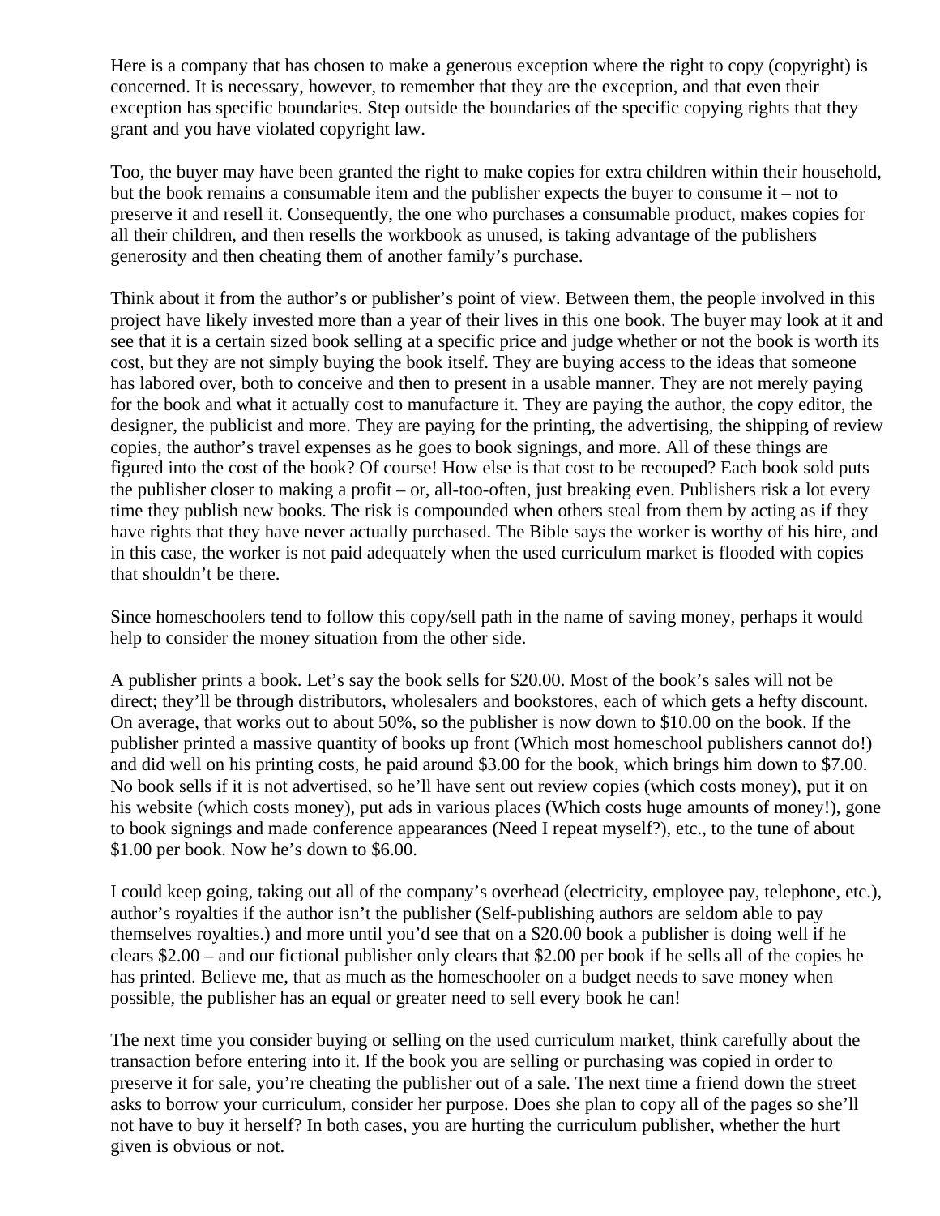Here is a company that has chosen to make a generous exception where the right to copy (copyright) is concerned. It is necessary, however, to remember that they are the exception, and that even their exception has specific boundaries. Step outside the boundaries of the specific copying rights that they grant and you have violated copyright law.

Too, the buyer may have been granted the right to make copies for extra children within their household, but the book remains a consumable item and the publisher expects the buyer to consume it – not to preserve it and resell it. Consequently, the one who purchases a consumable product, makes copies for all their children, and then resells the workbook as unused, is taking advantage of the publishers generosity and then cheating them of another family's purchase.

Think about it from the author's or publisher's point of view. Between them, the people involved in this project have likely invested more than a year of their lives in this one book. The buyer may look at it and see that it is a certain sized book selling at a specific price and judge whether or not the book is worth its cost, but they are not simply buying the book itself. They are buying access to the ideas that someone has labored over, both to conceive and then to present in a usable manner. They are not merely paying for the book and what it actually cost to manufacture it. They are paying the author, the copy editor, the designer, the publicist and more. They are paying for the printing, the advertising, the shipping of review copies, the author's travel expenses as he goes to book signings, and more. All of these things are figured into the cost of the book? Of course! How else is that cost to be recouped? Each book sold puts the publisher closer to making a profit – or, all-too-often, just breaking even. Publishers risk a lot every time they publish new books. The risk is compounded when others steal from them by acting as if they have rights that they have never actually purchased. The Bible says the worker is worthy of his hire, and in this case, the worker is not paid adequately when the used curriculum market is flooded with copies that shouldn't be there.

Since homeschoolers tend to follow this copy/sell path in the name of saving money, perhaps it would help to consider the money situation from the other side.

A publisher prints a book. Let's say the book sells for $20.00. Most of the book's sales will not be direct; they'll be through distributors, wholesalers and bookstores, each of which gets a hefty discount. On average, that works out to about 50%, so the publisher is now down to $10.00 on the book. If the publisher printed a massive quantity of books up front (Which most homeschool publishers cannot do!) and did well on his printing costs, he paid around $3.00 for the book, which brings him down to $7.00. No book sells if it is not advertised, so he'll have sent out review copies (which costs money), put it on his website (which costs money), put ads in various places (Which costs huge amounts of money!), gone to book signings and made conference appearances (Need I repeat myself?), etc., to the tune of about $1.00 per book. Now he's down to $6.00.

I could keep going, taking out all of the company's overhead (electricity, employee pay, telephone, etc.), author's royalties if the author isn't the publisher (Self-publishing authors are seldom able to pay themselves royalties.) and more until you'd see that on a $20.00 book a publisher is doing well if he clears $2.00 – and our fictional publisher only clears that $2.00 per book if he sells all of the copies he has printed. Believe me, that as much as the homeschooler on a budget needs to save money when possible, the publisher has an equal or greater need to sell every book he can!

The next time you consider buying or selling on the used curriculum market, think carefully about the transaction before entering into it. If the book you are selling or purchasing was copied in order to preserve it for sale, you're cheating the publisher out of a sale. The next time a friend down the street asks to borrow your curriculum, consider her purpose. Does she plan to copy all of the pages so she'll not have to buy it herself? In both cases, you are hurting the curriculum publisher, whether the hurt given is obvious or not.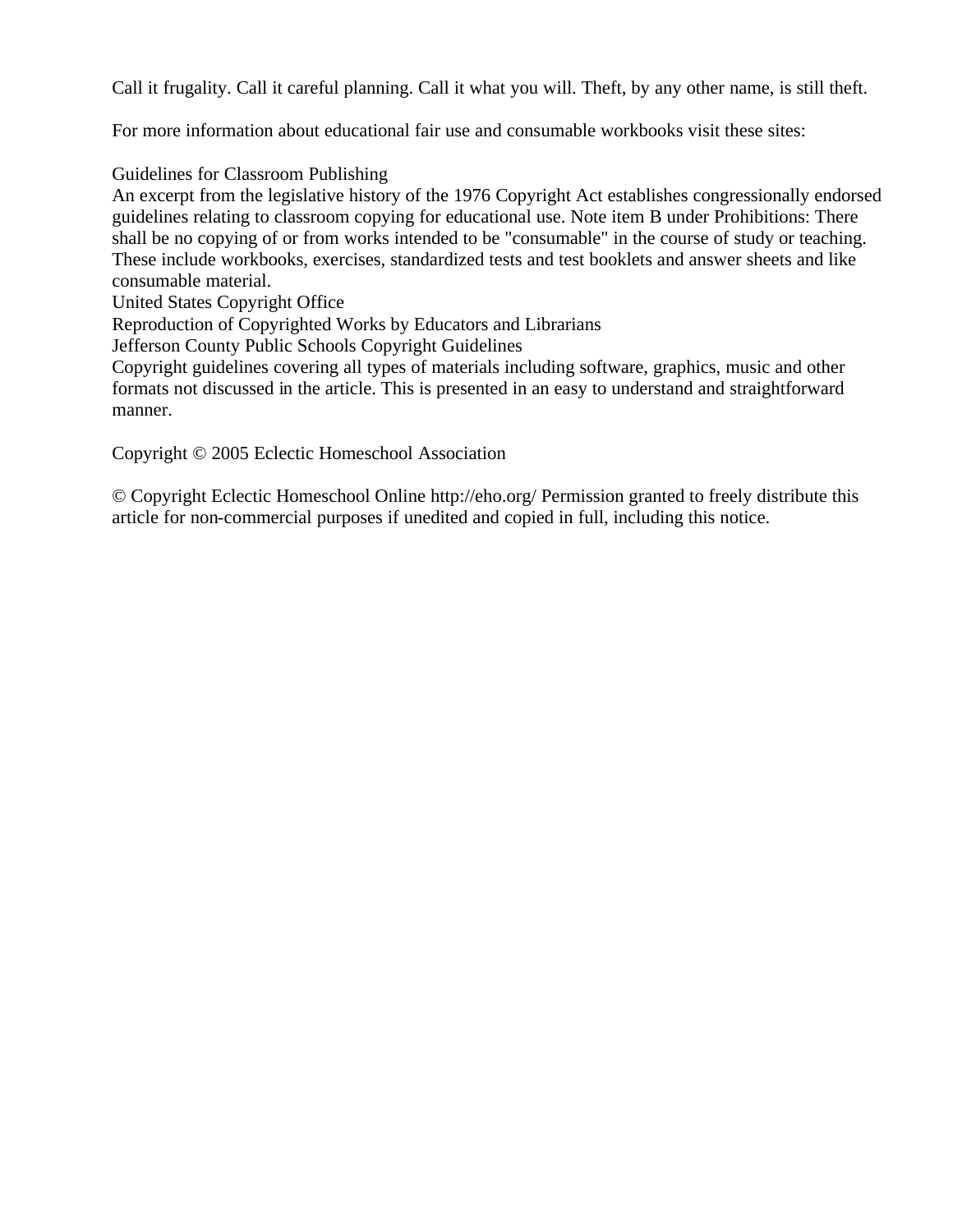Call it frugality. Call it careful planning. Call it what you will. Theft, by any other name, is still theft.

For more information about educational fair use and consumable workbooks visit these sites:

Guidelines for Classroom Publishing
An excerpt from the legislative history of the 1976 Copyright Act establishes congressionally endorsed guidelines relating to classroom copying for educational use. Note item B under Prohibitions: There shall be no copying of or from works intended to be "consumable" in the course of study or teaching. These include workbooks, exercises, standardized tests and test booklets and answer sheets and like consumable material.
United States Copyright Office
Reproduction of Copyrighted Works by Educators and Librarians
Jefferson County Public Schools Copyright Guidelines
Copyright guidelines covering all types of materials including software, graphics, music and other formats not discussed in the article. This is presented in an easy to understand and straightforward manner.

Copyright © 2005 Eclectic Homeschool Association

© Copyright Eclectic Homeschool Online http://eho.org/ Permission granted to freely distribute this article for non-commercial purposes if unedited and copied in full, including this notice.